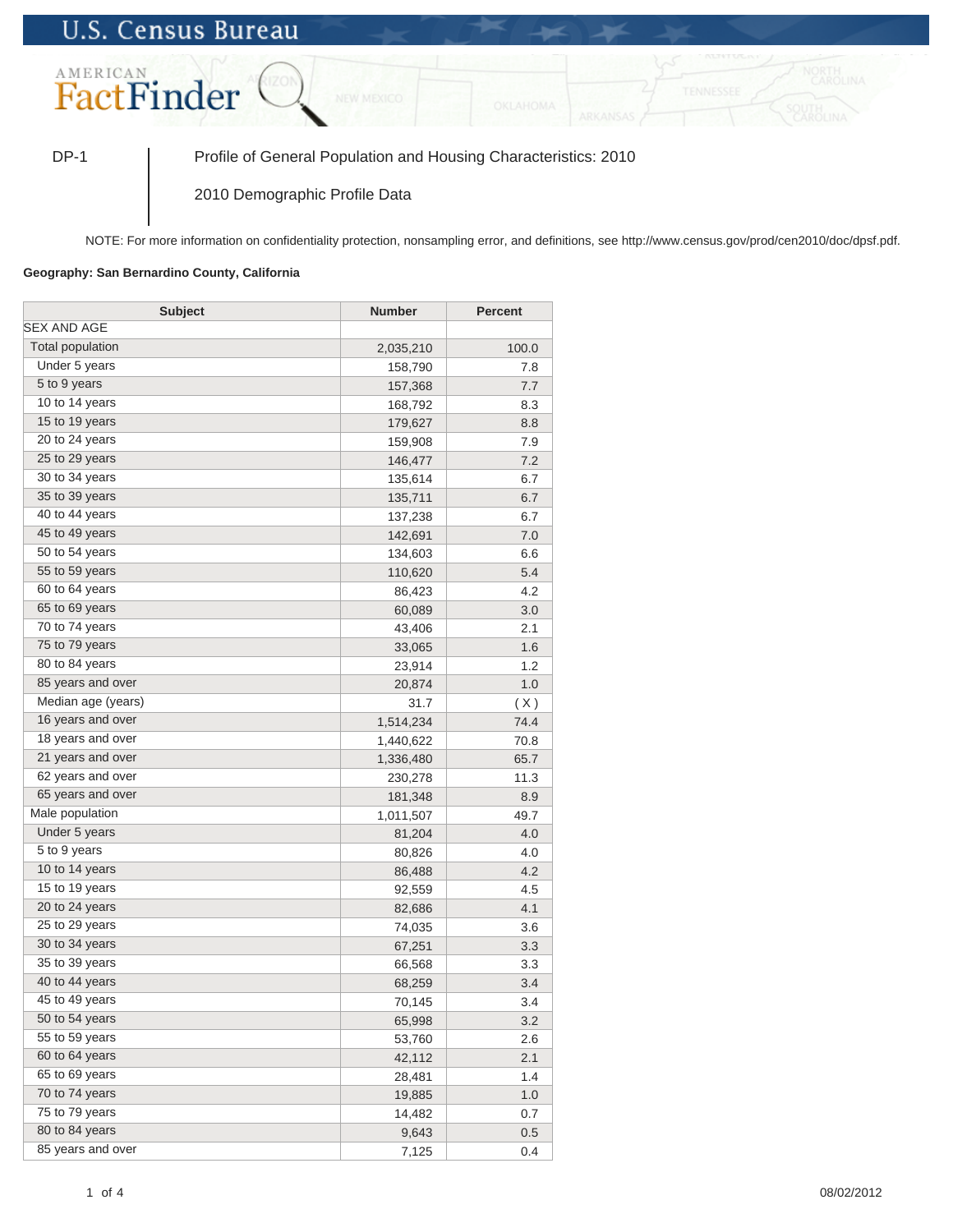U.S. Census Bureau

AMERICAN FactFinder

DP-1 | Profile of General Population and Housing Characteristics: 2010

2010 Demographic Profile Data

NOTE: For more information on confidentiality protection, nonsampling error, and definitions, see http://www.census.gov/prod/cen2010/doc/dpsf.pdf.

**Geography: San Bernardino County, California**

| Subject | Number | Percent |
|---|---|---|
| SEX AND AGE | | |
| Total population | 2,035,210 | 100.0 |
| Under 5 years | 158,790 | 7.8 |
| 5 to 9 years | 157,368 | 7.7 |
| 10 to 14 years | 168,792 | 8.3 |
| 15 to 19 years | 179,627 | 8.8 |
| 20 to 24 years | 159,908 | 7.9 |
| 25 to 29 years | 146,477 | 7.2 |
| 30 to 34 years | 135,614 | 6.7 |
| 35 to 39 years | 135,711 | 6.7 |
| 40 to 44 years | 137,238 | 6.7 |
| 45 to 49 years | 142,691 | 7.0 |
| 50 to 54 years | 134,603 | 6.6 |
| 55 to 59 years | 110,620 | 5.4 |
| 60 to 64 years | 86,423 | 4.2 |
| 65 to 69 years | 60,089 | 3.0 |
| 70 to 74 years | 43,406 | 2.1 |
| 75 to 79 years | 33,065 | 1.6 |
| 80 to 84 years | 23,914 | 1.2 |
| 85 years and over | 20,874 | 1.0 |
| Median age (years) | 31.7 | ( X ) |
| 16 years and over | 1,514,234 | 74.4 |
| 18 years and over | 1,440,622 | 70.8 |
| 21 years and over | 1,336,480 | 65.7 |
| 62 years and over | 230,278 | 11.3 |
| 65 years and over | 181,348 | 8.9 |
| Male population | 1,011,507 | 49.7 |
| Under 5 years | 81,204 | 4.0 |
| 5 to 9 years | 80,826 | 4.0 |
| 10 to 14 years | 86,488 | 4.2 |
| 15 to 19 years | 92,559 | 4.5 |
| 20 to 24 years | 82,686 | 4.1 |
| 25 to 29 years | 74,035 | 3.6 |
| 30 to 34 years | 67,251 | 3.3 |
| 35 to 39 years | 66,568 | 3.3 |
| 40 to 44 years | 68,259 | 3.4 |
| 45 to 49 years | 70,145 | 3.4 |
| 50 to 54 years | 65,998 | 3.2 |
| 55 to 59 years | 53,760 | 2.6 |
| 60 to 64 years | 42,112 | 2.1 |
| 65 to 69 years | 28,481 | 1.4 |
| 70 to 74 years | 19,885 | 1.0 |
| 75 to 79 years | 14,482 | 0.7 |
| 80 to 84 years | 9,643 | 0.5 |
| 85 years and over | 7,125 | 0.4 |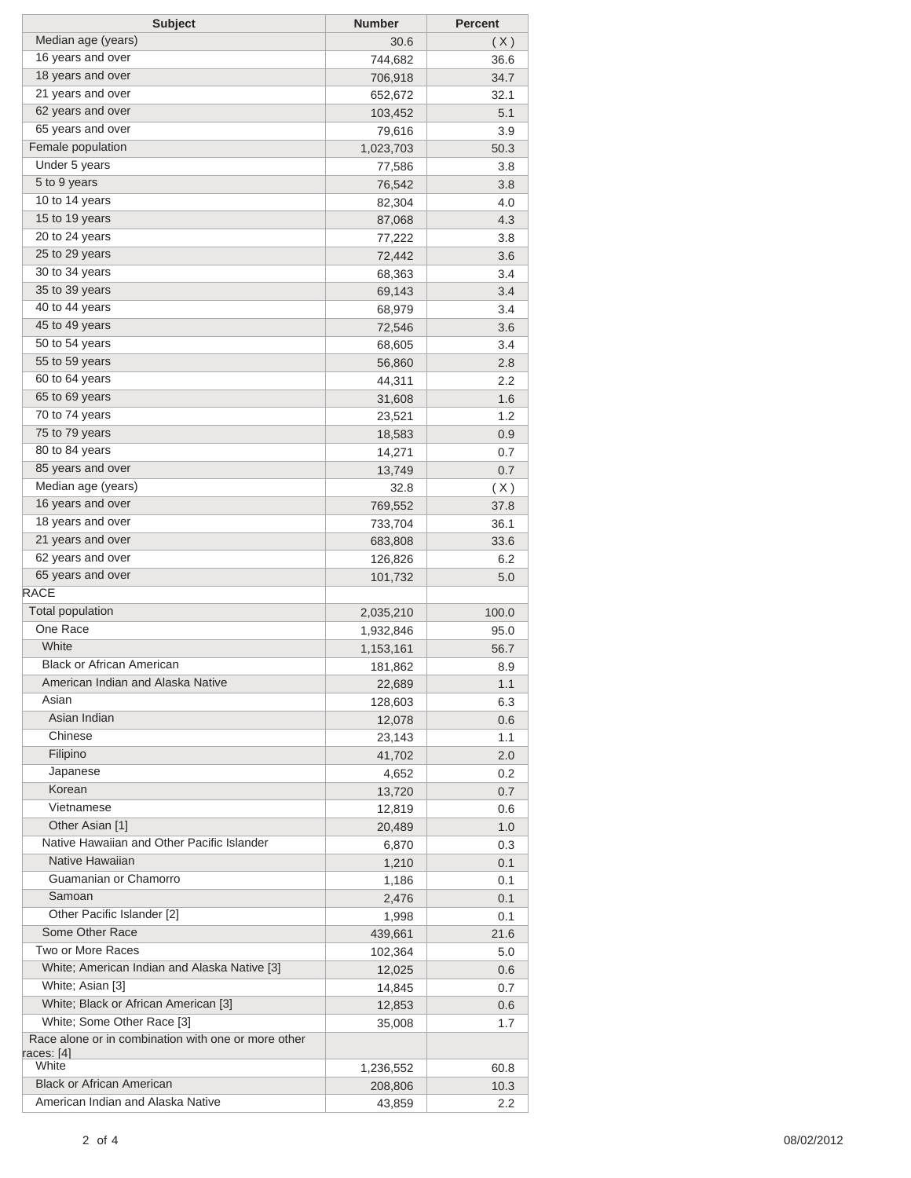| Subject | Number | Percent |
|---|---|---|
| Median age (years) | 30.6 | ( X ) |
| 16 years and over | 744,682 | 36.6 |
| 18 years and over | 706,918 | 34.7 |
| 21 years and over | 652,672 | 32.1 |
| 62 years and over | 103,452 | 5.1 |
| 65 years and over | 79,616 | 3.9 |
| Female population | 1,023,703 | 50.3 |
| Under 5 years | 77,586 | 3.8 |
| 5 to 9 years | 76,542 | 3.8 |
| 10 to 14 years | 82,304 | 4.0 |
| 15 to 19 years | 87,068 | 4.3 |
| 20 to 24 years | 77,222 | 3.8 |
| 25 to 29 years | 72,442 | 3.6 |
| 30 to 34 years | 68,363 | 3.4 |
| 35 to 39 years | 69,143 | 3.4 |
| 40 to 44 years | 68,979 | 3.4 |
| 45 to 49 years | 72,546 | 3.6 |
| 50 to 54 years | 68,605 | 3.4 |
| 55 to 59 years | 56,860 | 2.8 |
| 60 to 64 years | 44,311 | 2.2 |
| 65 to 69 years | 31,608 | 1.6 |
| 70 to 74 years | 23,521 | 1.2 |
| 75 to 79 years | 18,583 | 0.9 |
| 80 to 84 years | 14,271 | 0.7 |
| 85 years and over | 13,749 | 0.7 |
| Median age (years) | 32.8 | ( X ) |
| 16 years and over | 769,552 | 37.8 |
| 18 years and over | 733,704 | 36.1 |
| 21 years and over | 683,808 | 33.6 |
| 62 years and over | 126,826 | 6.2 |
| 65 years and over | 101,732 | 5.0 |
| RACE | | |
| Total population | 2,035,210 | 100.0 |
| One Race | 1,932,846 | 95.0 |
| White | 1,153,161 | 56.7 |
| Black or African American | 181,862 | 8.9 |
| American Indian and Alaska Native | 22,689 | 1.1 |
| Asian | 128,603 | 6.3 |
| Asian Indian | 12,078 | 0.6 |
| Chinese | 23,143 | 1.1 |
| Filipino | 41,702 | 2.0 |
| Japanese | 4,652 | 0.2 |
| Korean | 13,720 | 0.7 |
| Vietnamese | 12,819 | 0.6 |
| Other Asian [1] | 20,489 | 1.0 |
| Native Hawaiian and Other Pacific Islander | 6,870 | 0.3 |
| Native Hawaiian | 1,210 | 0.1 |
| Guamanian or Chamorro | 1,186 | 0.1 |
| Samoan | 2,476 | 0.1 |
| Other Pacific Islander [2] | 1,998 | 0.1 |
| Some Other Race | 439,661 | 21.6 |
| Two or More Races | 102,364 | 5.0 |
| White; American Indian and Alaska Native [3] | 12,025 | 0.6 |
| White; Asian [3] | 14,845 | 0.7 |
| White; Black or African American [3] | 12,853 | 0.6 |
| White; Some Other Race [3] | 35,008 | 1.7 |
| Race alone or in combination with one or more other races: [4] | | |
| White | 1,236,552 | 60.8 |
| Black or African American | 208,806 | 10.3 |
| American Indian and Alaska Native | 43,859 | 2.2 |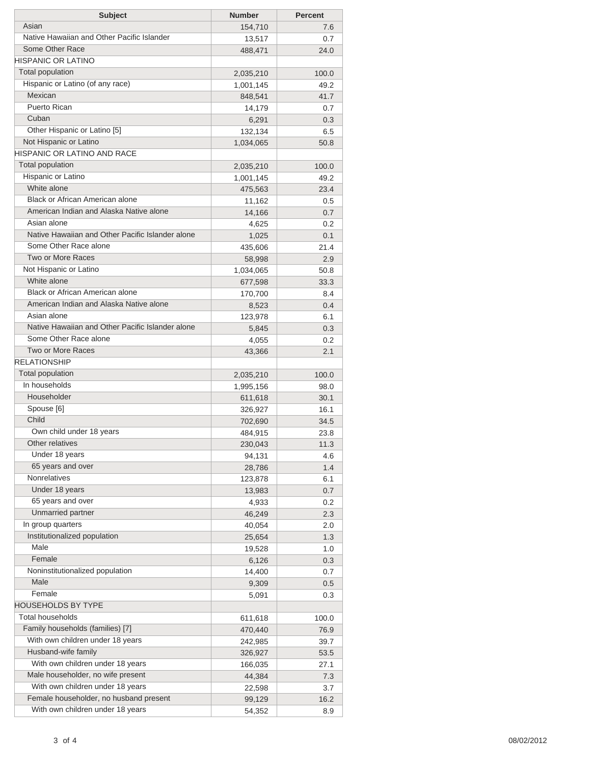| Subject | Number | Percent |
|---|---|---|
| Asian | 154,710 | 7.6 |
| Native Hawaiian and Other Pacific Islander | 13,517 | 0.7 |
| Some Other Race | 488,471 | 24.0 |
| HISPANIC OR LATINO | | |
| Total population | 2,035,210 | 100.0 |
| Hispanic or Latino (of any race) | 1,001,145 | 49.2 |
| Mexican | 848,541 | 41.7 |
| Puerto Rican | 14,179 | 0.7 |
| Cuban | 6,291 | 0.3 |
| Other Hispanic or Latino [5] | 132,134 | 6.5 |
| Not Hispanic or Latino | 1,034,065 | 50.8 |
| HISPANIC OR LATINO AND RACE | | |
| Total population | 2,035,210 | 100.0 |
| Hispanic or Latino | 1,001,145 | 49.2 |
| White alone | 475,563 | 23.4 |
| Black or African American alone | 11,162 | 0.5 |
| American Indian and Alaska Native alone | 14,166 | 0.7 |
| Asian alone | 4,625 | 0.2 |
| Native Hawaiian and Other Pacific Islander alone | 1,025 | 0.1 |
| Some Other Race alone | 435,606 | 21.4 |
| Two or More Races | 58,998 | 2.9 |
| Not Hispanic or Latino | 1,034,065 | 50.8 |
| White alone | 677,598 | 33.3 |
| Black or African American alone | 170,700 | 8.4 |
| American Indian and Alaska Native alone | 8,523 | 0.4 |
| Asian alone | 123,978 | 6.1 |
| Native Hawaiian and Other Pacific Islander alone | 5,845 | 0.3 |
| Some Other Race alone | 4,055 | 0.2 |
| Two or More Races | 43,366 | 2.1 |
| RELATIONSHIP | | |
| Total population | 2,035,210 | 100.0 |
| In households | 1,995,156 | 98.0 |
| Householder | 611,618 | 30.1 |
| Spouse [6] | 326,927 | 16.1 |
| Child | 702,690 | 34.5 |
| Own child under 18 years | 484,915 | 23.8 |
| Other relatives | 230,043 | 11.3 |
| Under 18 years | 94,131 | 4.6 |
| 65 years and over | 28,786 | 1.4 |
| Nonrelatives | 123,878 | 6.1 |
| Under 18 years | 13,983 | 0.7 |
| 65 years and over | 4,933 | 0.2 |
| Unmarried partner | 46,249 | 2.3 |
| In group quarters | 40,054 | 2.0 |
| Institutionalized population | 25,654 | 1.3 |
| Male | 19,528 | 1.0 |
| Female | 6,126 | 0.3 |
| Noninstitutionalized population | 14,400 | 0.7 |
| Male | 9,309 | 0.5 |
| Female | 5,091 | 0.3 |
| HOUSEHOLDS BY TYPE | | |
| Total households | 611,618 | 100.0 |
| Family households (families) [7] | 470,440 | 76.9 |
| With own children under 18 years | 242,985 | 39.7 |
| Husband-wife family | 326,927 | 53.5 |
| With own children under 18 years | 166,035 | 27.1 |
| Male householder, no wife present | 44,384 | 7.3 |
| With own children under 18 years | 22,598 | 3.7 |
| Female householder, no husband present | 99,129 | 16.2 |
| With own children under 18 years | 54,352 | 8.9 |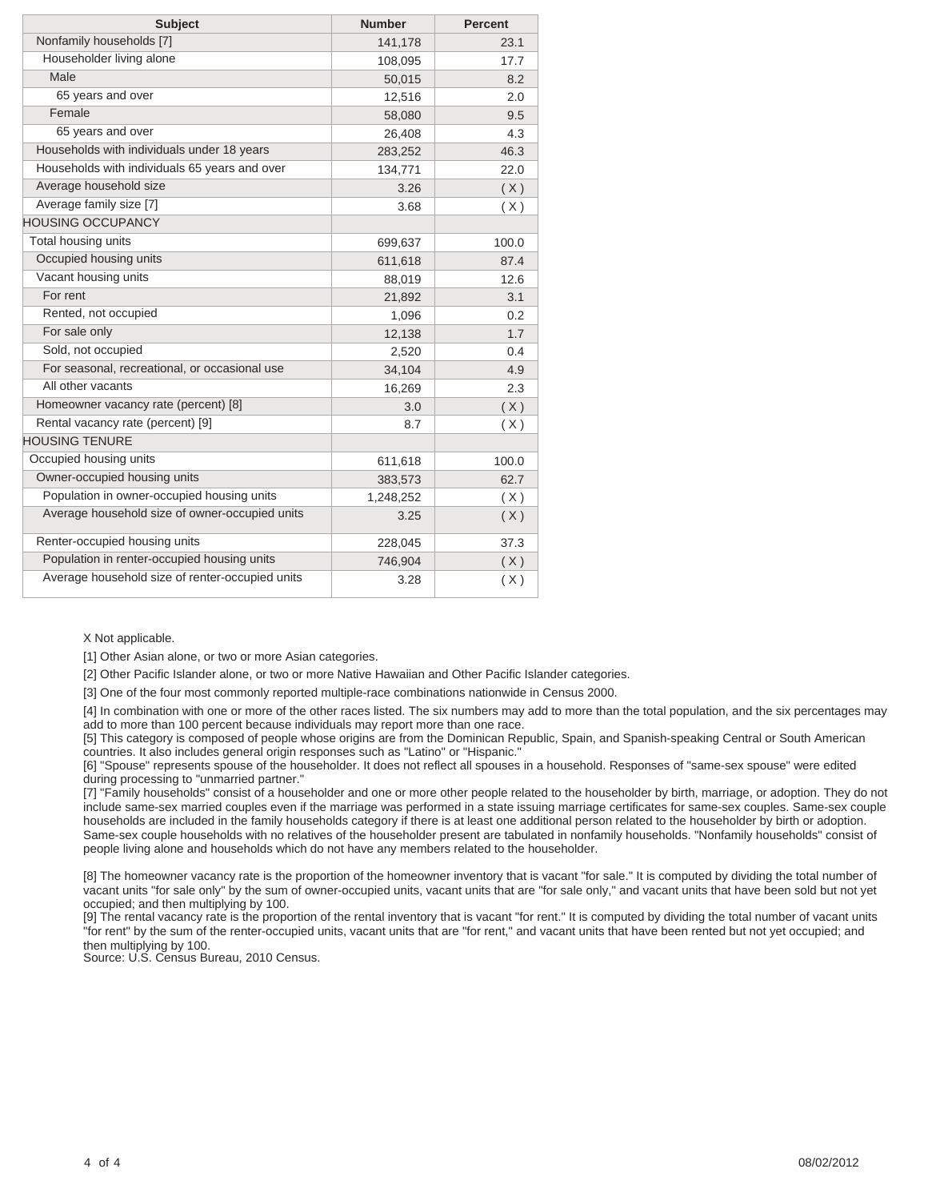| Subject | Number | Percent |
| --- | --- | --- |
| Nonfamily households [7] | 141,178 | 23.1 |
| Householder living alone | 108,095 | 17.7 |
| Male | 50,015 | 8.2 |
| 65 years and over | 12,516 | 2.0 |
| Female | 58,080 | 9.5 |
| 65 years and over | 26,408 | 4.3 |
| Households with individuals under 18 years | 283,252 | 46.3 |
| Households with individuals 65 years and over | 134,771 | 22.0 |
| Average household size | 3.26 | ( X ) |
| Average family size [7] | 3.68 | ( X ) |
| HOUSING OCCUPANCY | | |
| Total housing units | 699,637 | 100.0 |
| Occupied housing units | 611,618 | 87.4 |
| Vacant housing units | 88,019 | 12.6 |
| For rent | 21,892 | 3.1 |
| Rented, not occupied | 1,096 | 0.2 |
| For sale only | 12,138 | 1.7 |
| Sold, not occupied | 2,520 | 0.4 |
| For seasonal, recreational, or occasional use | 34,104 | 4.9 |
| All other vacants | 16,269 | 2.3 |
| Homeowner vacancy rate (percent) [8] | 3.0 | ( X ) |
| Rental vacancy rate (percent) [9] | 8.7 | ( X ) |
| HOUSING TENURE | | |
| Occupied housing units | 611,618 | 100.0 |
| Owner-occupied housing units | 383,573 | 62.7 |
| Population in owner-occupied housing units | 1,248,252 | ( X ) |
| Average household size of owner-occupied units | 3.25 | ( X ) |
| Renter-occupied housing units | 228,045 | 37.3 |
| Population in renter-occupied housing units | 746,904 | ( X ) |
| Average household size of renter-occupied units | 3.28 | ( X ) |

X Not applicable.

[1] Other Asian alone, or two or more Asian categories.

[2] Other Pacific Islander alone, or two or more Native Hawaiian and Other Pacific Islander categories.

[3] One of the four most commonly reported multiple-race combinations nationwide in Census 2000.

[4] In combination with one or more of the other races listed. The six numbers may add to more than the total population, and the six percentages may add to more than 100 percent because individuals may report more than one race.

[5] This category is composed of people whose origins are from the Dominican Republic, Spain, and Spanish-speaking Central or South American countries. It also includes general origin responses such as "Latino" or "Hispanic."

[6] "Spouse" represents spouse of the householder. It does not reflect all spouses in a household. Responses of "same-sex spouse" were edited during processing to "unmarried partner."

[7] "Family households" consist of a householder and one or more other people related to the householder by birth, marriage, or adoption. They do not include same-sex married couples even if the marriage was performed in a state issuing marriage certificates for same-sex couples. Same-sex couple households are included in the family households category if there is at least one additional person related to the householder by birth or adoption. Same-sex couple households with no relatives of the householder present are tabulated in nonfamily households. "Nonfamily households" consist of people living alone and households which do not have any members related to the householder.

[8] The homeowner vacancy rate is the proportion of the homeowner inventory that is vacant "for sale." It is computed by dividing the total number of vacant units "for sale only" by the sum of owner-occupied units, vacant units that are "for sale only," and vacant units that have been sold but not yet occupied; and then multiplying by 100.

[9] The rental vacancy rate is the proportion of the rental inventory that is vacant "for rent." It is computed by dividing the total number of vacant units "for rent" by the sum of the renter-occupied units, vacant units that are "for rent," and vacant units that have been rented but not yet occupied; and then multiplying by 100.

Source: U.S. Census Bureau, 2010 Census.